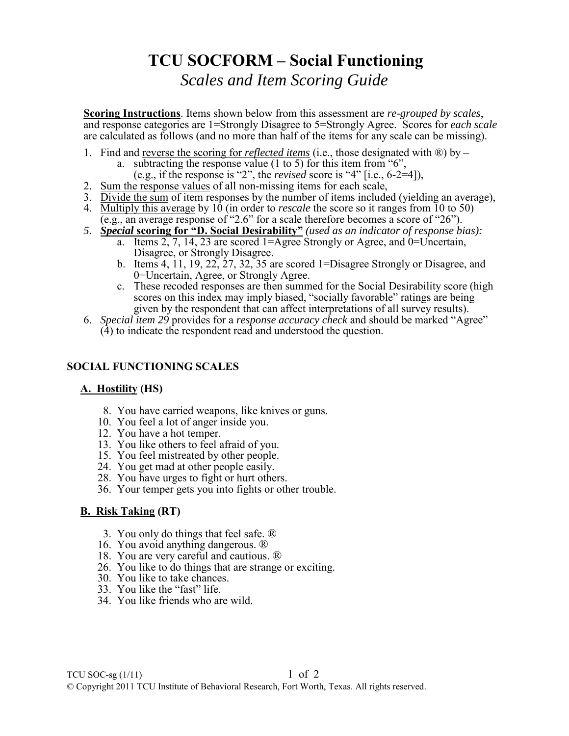# TCU SOCFORM – Social Functioning

## *Scales and Item Scoring Guide*

**Scoring Instructions**. Items shown below from this assessment are *re-grouped by scales*, and response categories are 1=Strongly Disagree to 5=Strongly Agree. Scores for *each scale* are calculated as follows (and no more than half of the items for any scale can be missing).

1. Find and reverse the scoring for *reflected items* (i.e., those designated with ®) by –
   a. subtracting the response value (1 to 5) for this item from "6", (e.g., if the response is "2", the *revised* score is "4" [i.e., 6-2=4]),
2. Sum the response values of all non-missing items for each scale,
3. Divide the sum of item responses by the number of items included (yielding an average),
4. Multiply this average by 10 (in order to *rescale* the score so it ranges from 10 to 50) (e.g., an average response of "2.6" for a scale therefore becomes a score of "26").
5. ***Special* scoring for "D. Social Desirability"** *(used as an indicator of response bias):*
   a. Items 2, 7, 14, 23 are scored 1=Agree Strongly or Agree, and 0=Uncertain, Disagree, or Strongly Disagree.
   b. Items 4, 11, 19, 22, 27, 32, 35 are scored 1=Disagree Strongly or Disagree, and 0=Uncertain, Agree, or Strongly Agree.
   c. These recoded responses are then summed for the Social Desirability score (high scores on this index may imply biased, "socially favorable" ratings are being given by the respondent that can affect interpretations of all survey results).
6. *Special item 29* provides for a *response accuracy check* and should be marked "Agree" (4) to indicate the respondent read and understood the question.

### SOCIAL FUNCTIONING SCALES

#### A. Hostility (HS)

8. You have carried weapons, like knives or guns.
10. You feel a lot of anger inside you.
12. You have a hot temper.
13. You like others to feel afraid of you.
15. You feel mistreated by other people.
24. You get mad at other people easily.
28. You have urges to fight or hurt others.
36. Your temper gets you into fights or other trouble.

#### B. Risk Taking (RT)

3. You only do things that feel safe. ®
16. You avoid anything dangerous. ®
18. You are very careful and cautious. ®
26. You like to do things that are strange or exciting.
30. You like to take chances.
33. You like the "fast" life.
34. You like friends who are wild.

© Copyright 2011 TCU Institute of Behavioral Research, Fort Worth, Texas. All rights reserved.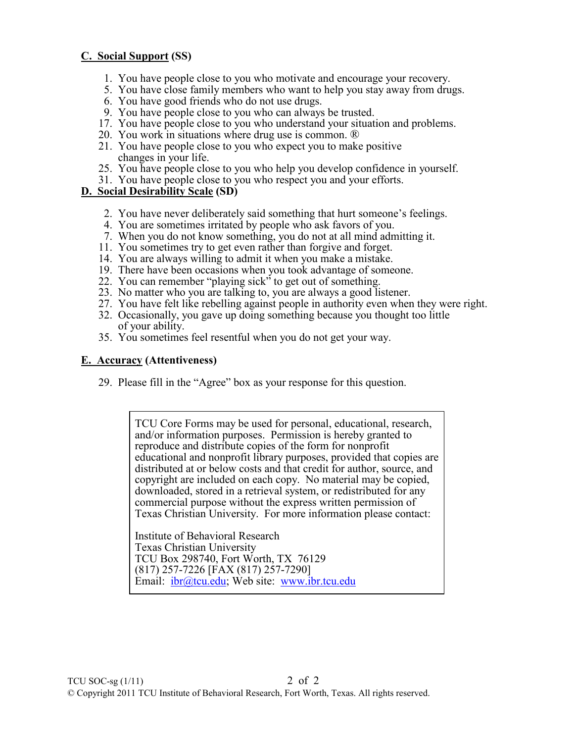## C. Social Support (SS)

1. You have people close to you who motivate and encourage your recovery.
5. You have close family members who want to help you stay away from drugs.
6. You have good friends who do not use drugs.
9. You have people close to you who can always be trusted.
17. You have people close to you who understand your situation and problems.
20. You work in situations where drug use is common. ®
21. You have people close to you who expect you to make positive changes in your life.
25. You have people close to you who help you develop confidence in yourself.
31. You have people close to you who respect you and your efforts.

## D. Social Desirability Scale (SD)

2. You have never deliberately said something that hurt someone's feelings.
4. You are sometimes irritated by people who ask favors of you.
7. When you do not know something, you do not at all mind admitting it.
11. You sometimes try to get even rather than forgive and forget.
14. You are always willing to admit it when you make a mistake.
19. There have been occasions when you took advantage of someone.
22. You can remember "playing sick" to get out of something.
23. No matter who you are talking to, you are always a good listener.
27. You have felt like rebelling against people in authority even when they were right.
32. Occasionally, you gave up doing something because you thought too little of your ability.
35. You sometimes feel resentful when you do not get your way.

## E. Accuracy (Attentiveness)

29. Please fill in the "Agree" box as your response for this question.

TCU Core Forms may be used for personal, educational, research, and/or information purposes. Permission is hereby granted to reproduce and distribute copies of the form for nonprofit educational and nonprofit library purposes, provided that copies are distributed at or below costs and that credit for author, source, and copyright are included on each copy. No material may be copied, downloaded, stored in a retrieval system, or redistributed for any commercial purpose without the express written permission of Texas Christian University. For more information please contact:

Institute of Behavioral Research
Texas Christian University
TCU Box 298740, Fort Worth, TX 76129
(817) 257-7226 [FAX (817) 257-7290]
Email: ibr@tcu.edu; Web site: www.ibr.tcu.edu

TCU SOC-sg (1/11)

© Copyright 2011 TCU Institute of Behavioral Research, Fort Worth, Texas. All rights reserved.